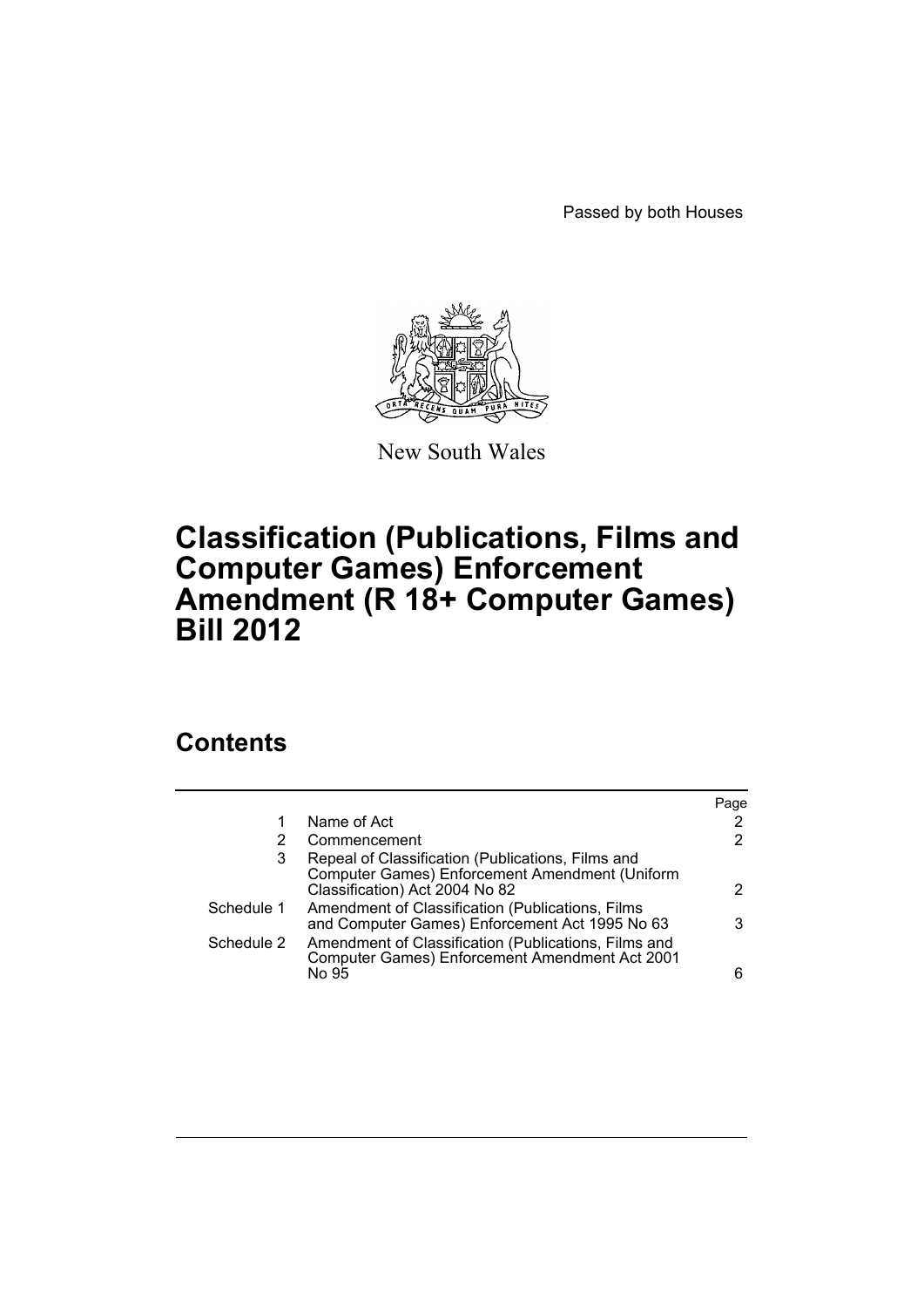Passed by both Houses

New South Wales

# Classification (Publications, Films and Computer Games) Enforcement Amendment (R 18+ Computer Games) Bill 2012

## Contents

| | | Page |
|---|---|---|
| 1 | Name of Act | 2 |
| 2 | Commencement | 2 |
| 3 | Repeal of Classification (Publications, Films and Computer Games) Enforcement Amendment (Uniform Classification) Act 2004 No 82 | 2 |
| Schedule 1 | Amendment of Classification (Publications, Films and Computer Games) Enforcement Act 1995 No 63 | 3 |
| Schedule 2 | Amendment of Classification (Publications, Films and Computer Games) Enforcement Amendment Act 2001 No 95 | 6 |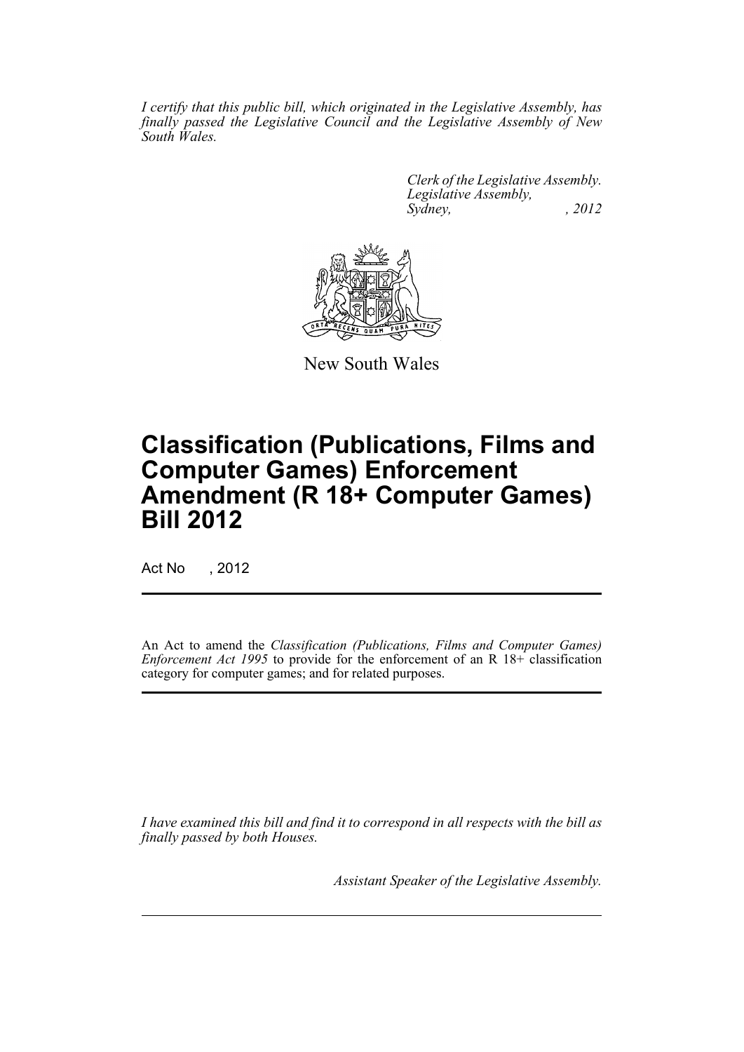*I certify that this public bill, which originated in the Legislative Assembly, has finally passed the Legislative Council and the Legislative Assembly of New South Wales.*

*Clerk of the Legislative Assembly.*
*Legislative Assembly,*
*Sydney, , 2012*

New South Wales

# Classification (Publications, Films and Computer Games) Enforcement Amendment (R 18+ Computer Games) Bill 2012

Act No , 2012

An Act to amend the *Classification (Publications, Films and Computer Games) Enforcement Act 1995* to provide for the enforcement of an R 18+ classification category for computer games; and for related purposes.

*I have examined this bill and find it to correspond in all respects with the bill as finally passed by both Houses.*

*Assistant Speaker of the Legislative Assembly.*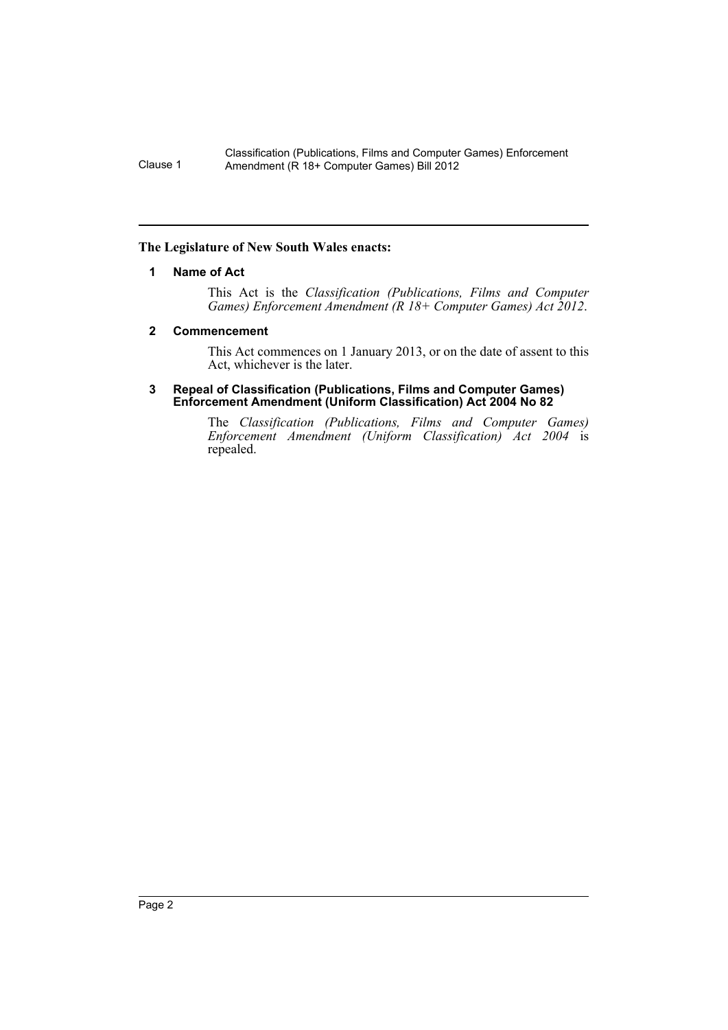**The Legislature of New South Wales enacts:**

## 1 Name of Act

This Act is the *Classification (Publications, Films and Computer Games) Enforcement Amendment (R 18+ Computer Games) Act 2012*.

## 2 Commencement

This Act commences on 1 January 2013, or on the date of assent to this Act, whichever is the later.

## 3 Repeal of Classification (Publications, Films and Computer Games) Enforcement Amendment (Uniform Classification) Act 2004 No 82

The *Classification (Publications, Films and Computer Games) Enforcement Amendment (Uniform Classification) Act 2004* is repealed.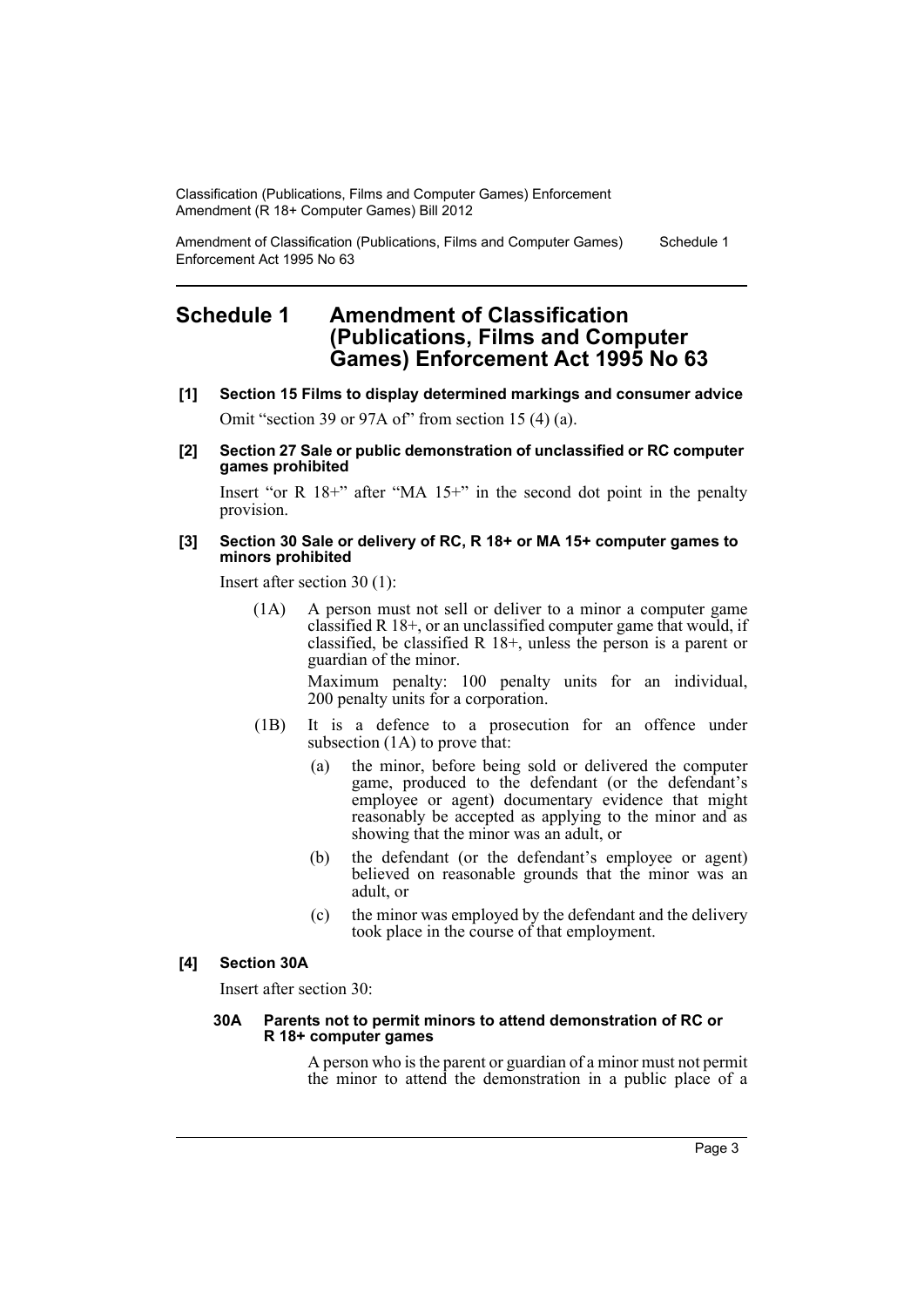# Schedule 1 Amendment of Classification (Publications, Films and Computer Games) Enforcement Act 1995 No 63

**[1] Section 15 Films to display determined markings and consumer advice**

Omit "section 39 or 97A of" from section 15 (4) (a).

**[2] Section 27 Sale or public demonstration of unclassified or RC computer games prohibited**

Insert "or R 18+" after "MA 15+" in the second dot point in the penalty provision.

**[3] Section 30 Sale or delivery of RC, R 18+ or MA 15+ computer games to minors prohibited**

Insert after section 30 (1):

(1A) A person must not sell or deliver to a minor a computer game classified R 18+, or an unclassified computer game that would, if classified, be classified R 18+, unless the person is a parent or guardian of the minor.

Maximum penalty: 100 penalty units for an individual, 200 penalty units for a corporation.

(1B) It is a defence to a prosecution for an offence under subsection (1A) to prove that:

(a) the minor, before being sold or delivered the computer game, produced to the defendant (or the defendant's employee or agent) documentary evidence that might reasonably be accepted as applying to the minor and as showing that the minor was an adult, or

(b) the defendant (or the defendant's employee or agent) believed on reasonable grounds that the minor was an adult, or

(c) the minor was employed by the defendant and the delivery took place in the course of that employment.

**[4] Section 30A**

Insert after section 30:

**30A Parents not to permit minors to attend demonstration of RC or R 18+ computer games**

A person who is the parent or guardian of a minor must not permit the minor to attend the demonstration in a public place of a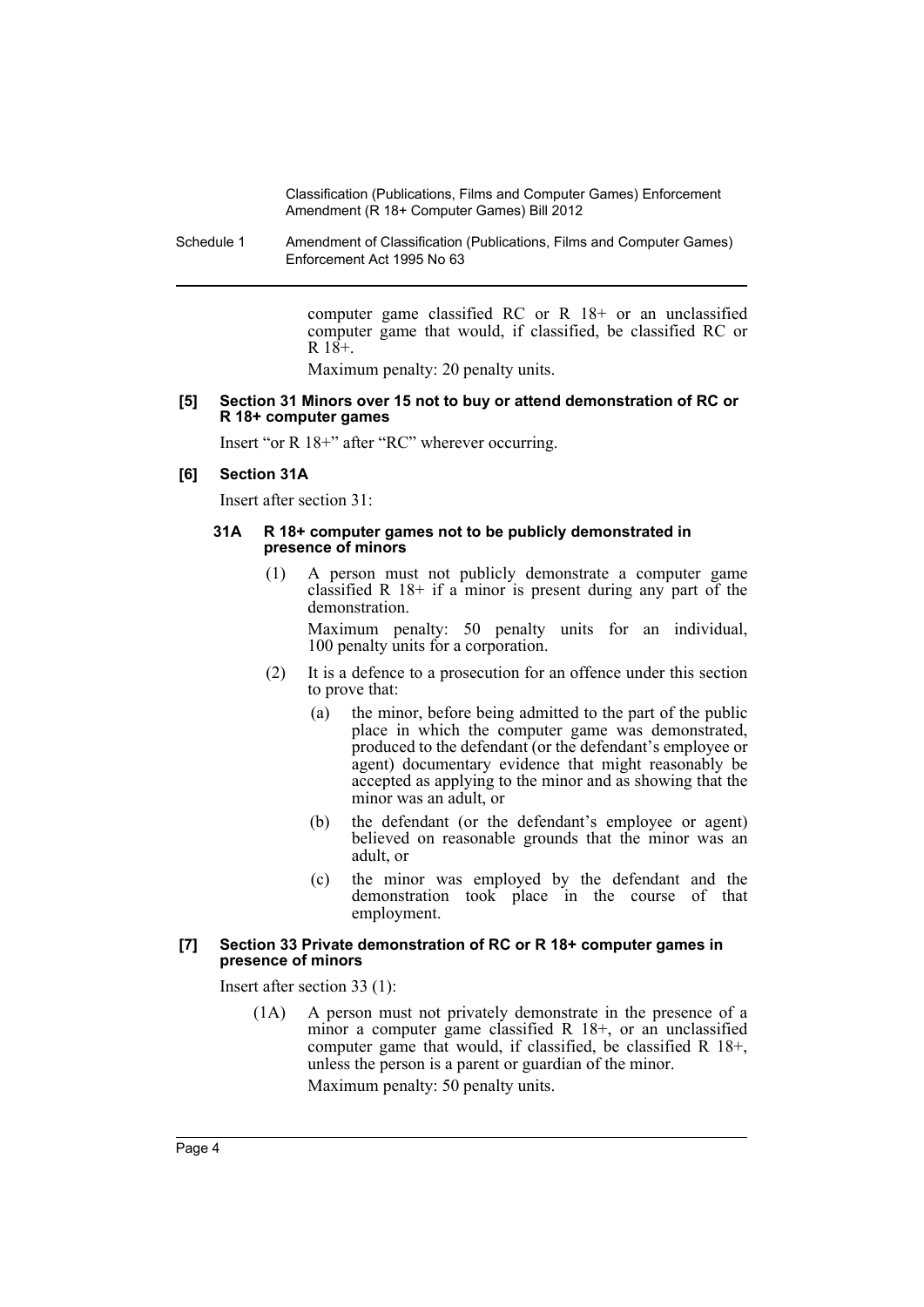computer game classified RC or R 18+ or an unclassified computer game that would, if classified, be classified RC or R 18+.

Maximum penalty: 20 penalty units.

**[5] Section 31 Minors over 15 not to buy or attend demonstration of RC or R 18+ computer games**

Insert "or R 18+" after "RC" wherever occurring.

**[6] Section 31A**

Insert after section 31:

**31A R 18+ computer games not to be publicly demonstrated in presence of minors**

(1) A person must not publicly demonstrate a computer game classified R 18+ if a minor is present during any part of the demonstration.

Maximum penalty: 50 penalty units for an individual, 100 penalty units for a corporation.

(2) It is a defence to a prosecution for an offence under this section to prove that:

(a) the minor, before being admitted to the part of the public place in which the computer game was demonstrated, produced to the defendant (or the defendant's employee or agent) documentary evidence that might reasonably be accepted as applying to the minor and as showing that the minor was an adult, or

(b) the defendant (or the defendant's employee or agent) believed on reasonable grounds that the minor was an adult, or

(c) the minor was employed by the defendant and the demonstration took place in the course of that employment.

**[7] Section 33 Private demonstration of RC or R 18+ computer games in presence of minors**

Insert after section 33 (1):

(1A) A person must not privately demonstrate in the presence of a minor a computer game classified R 18+, or an unclassified computer game that would, if classified, be classified R 18+, unless the person is a parent or guardian of the minor.

Maximum penalty: 50 penalty units.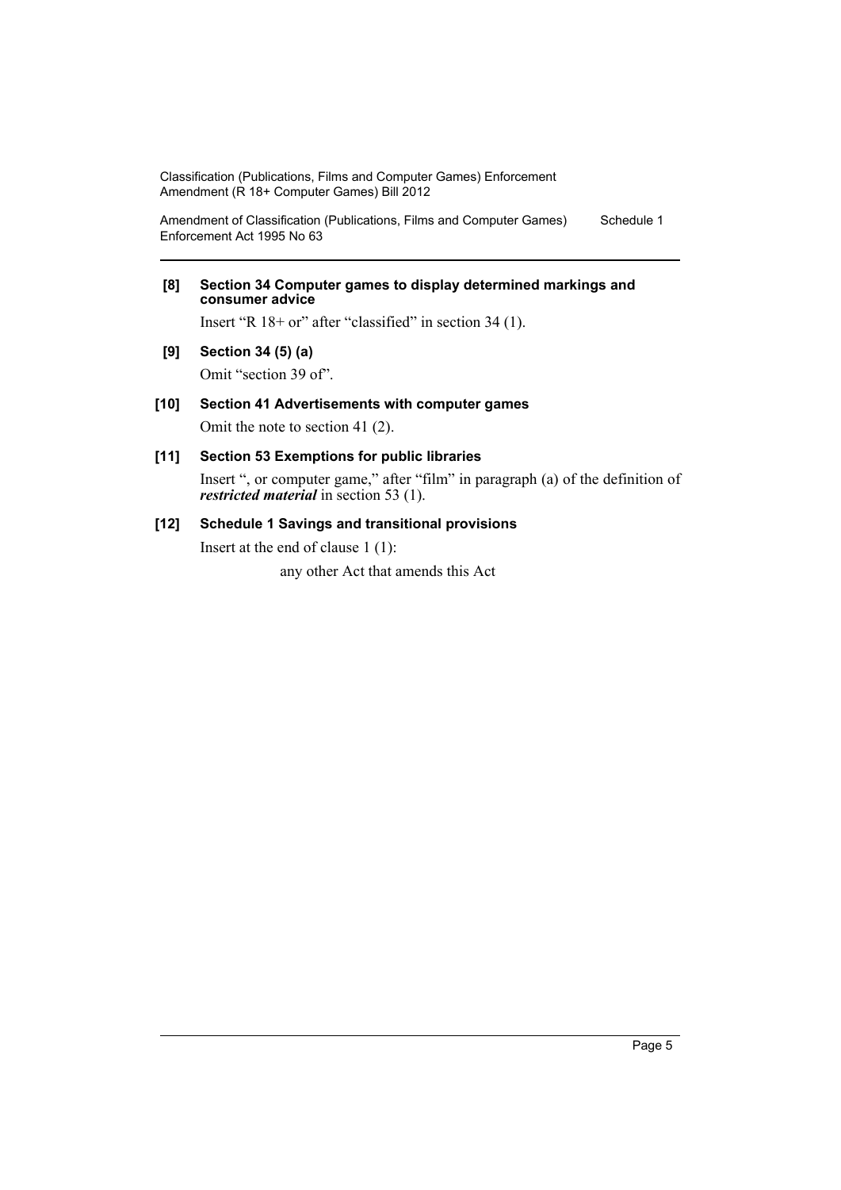**[8] Section 34 Computer games to display determined markings and consumer advice**

Insert "R 18+ or" after "classified" in section 34 (1).

**[9] Section 34 (5) (a)**

Omit "section 39 of".

**[10] Section 41 Advertisements with computer games**

Omit the note to section 41 (2).

**[11] Section 53 Exemptions for public libraries**

Insert ", or computer game," after "film" in paragraph (a) of the definition of ***restricted material*** in section 53 (1).

**[12] Schedule 1 Savings and transitional provisions**

Insert at the end of clause 1 (1):

any other Act that amends this Act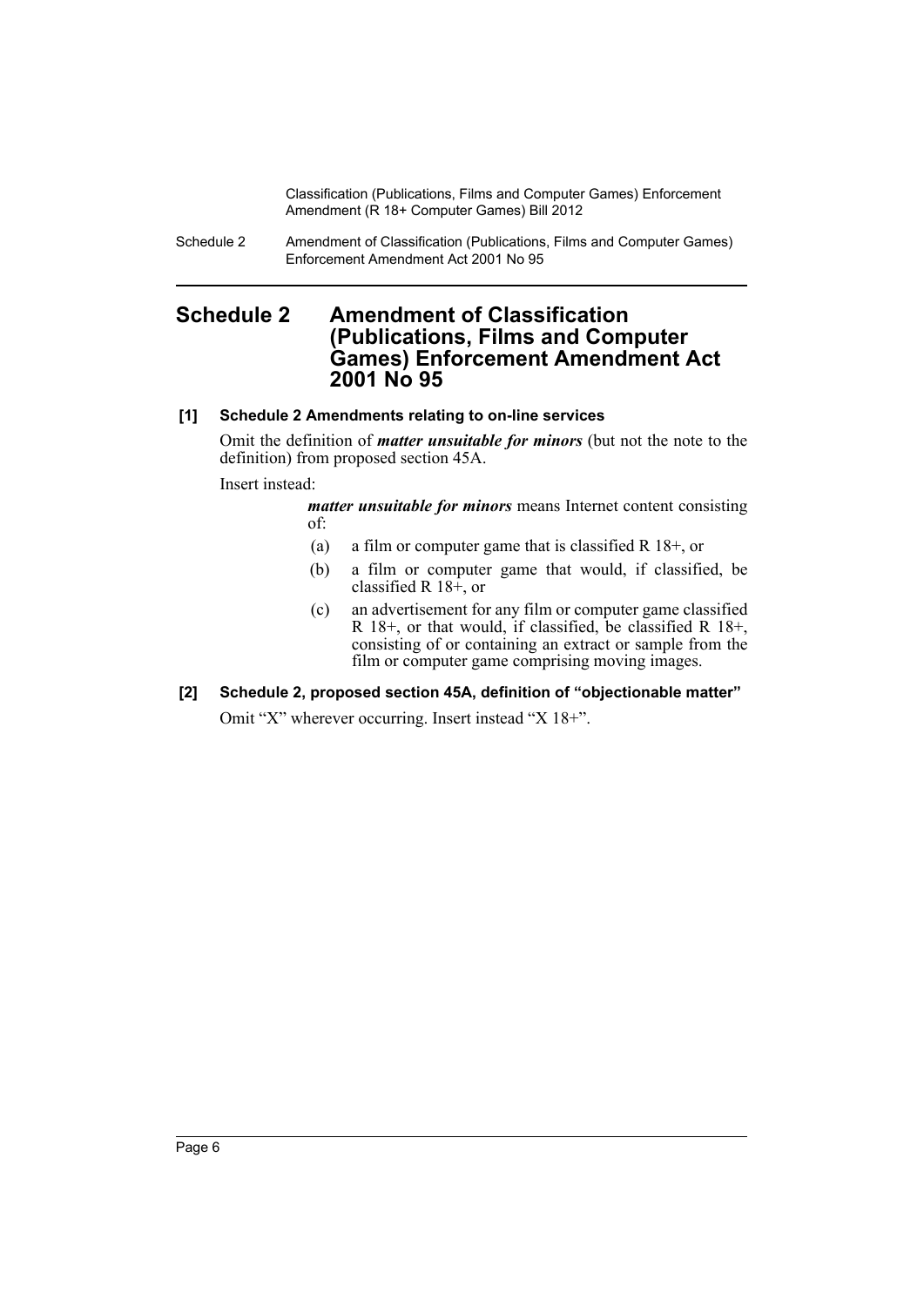# Schedule 2 Amendment of Classification (Publications, Films and Computer Games) Enforcement Amendment Act 2001 No 95

**[1] Schedule 2 Amendments relating to on-line services**

Omit the definition of ***matter unsuitable for minors*** (but not the note to the definition) from proposed section 45A.

Insert instead:

> ***matter unsuitable for minors*** means Internet content consisting of:
>
> (a) a film or computer game that is classified R 18+, or
>
> (b) a film or computer game that would, if classified, be classified R 18+, or
>
> (c) an advertisement for any film or computer game classified R 18+, or that would, if classified, be classified R 18+, consisting of or containing an extract or sample from the film or computer game comprising moving images.

**[2] Schedule 2, proposed section 45A, definition of "objectionable matter"**

Omit "X" wherever occurring. Insert instead "X 18+".